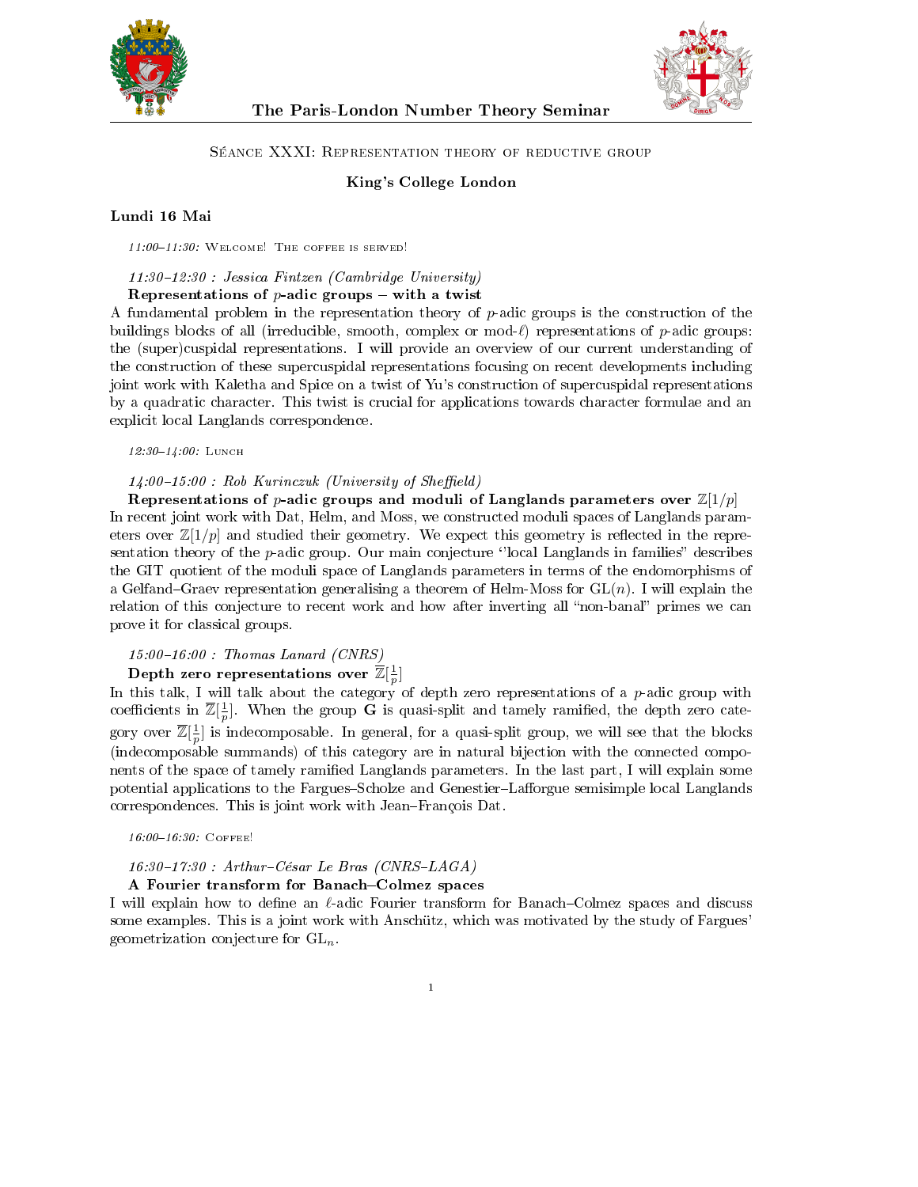# The Paris-London Number Theory Seminar

## Séance XXXI: Representation theory of reductive group

**King's College London**

### Lundi 16 Mai

*11:00–11:30:* Welcome! The coffee is served!

*11:30–12:30 : Jessica Fintzen (Cambridge University)*
**Representations of $p$-adic groups – with a twist**
A fundamental problem in the representation theory of $p$-adic groups is the construction of the buildings blocks of all (irreducible, smooth, complex or mod-$\ell$) representations of $p$-adic groups: the (super)cuspidal representations. I will provide an overview of our current understanding of the construction of these supercuspidal representations focusing on recent developments including joint work with Kaletha and Spice on a twist of Yu's construction of supercuspidal representations by a quadratic character. This twist is crucial for applications towards character formulae and an explicit local Langlands correspondence.

*12:30–14:00:* Lunch

*14:00–15:00 : Rob Kurinczuk (University of Sheffield)*
**Representations of $p$-adic groups and moduli of Langlands parameters over $\mathbb{Z}[1/p]$**
In recent joint work with Dat, Helm, and Moss, we constructed moduli spaces of Langlands parameters over $\mathbb{Z}[1/p]$ and studied their geometry. We expect this geometry is reflected in the representation theory of the $p$-adic group. Our main conjecture "local Langlands in families" describes the GIT quotient of the moduli space of Langlands parameters in terms of the endomorphisms of a Gelfand–Graev representation generalising a theorem of Helm-Moss for $\mathrm{GL}(n)$. I will explain the relation of this conjecture to recent work and how after inverting all "non-banal" primes we can prove it for classical groups.

*15:00–16:00 : Thomas Lanard (CNRS)*
**Depth zero representations over $\overline{\mathbb{Z}}[\frac{1}{p}]$**
In this talk, I will talk about the category of depth zero representations of a $p$-adic group with coefficients in $\overline{\mathbb{Z}}[\frac{1}{p}]$. When the group $\mathbf{G}$ is quasi-split and tamely ramified, the depth zero category over $\overline{\mathbb{Z}}[\frac{1}{p}]$ is indecomposable. In general, for a quasi-split group, we will see that the blocks (indecomposable summands) of this category are in natural bijection with the connected components of the space of tamely ramified Langlands parameters. In the last part, I will explain some potential applications to the Fargues–Scholze and Genestier–Lafforgue semisimple local Langlands correspondences. This is joint work with Jean–François Dat.

*16:00–16:30:* Coffee!

*16:30–17:30 : Arthur-César Le Bras (CNRS–LAGA)*
**A Fourier transform for Banach–Colmez spaces**
I will explain how to define an $\ell$-adic Fourier transform for Banach–Colmez spaces and discuss some examples. This is a joint work with Anschütz, which was motivated by the study of Fargues' geometrization conjecture for $\mathrm{GL}_n$.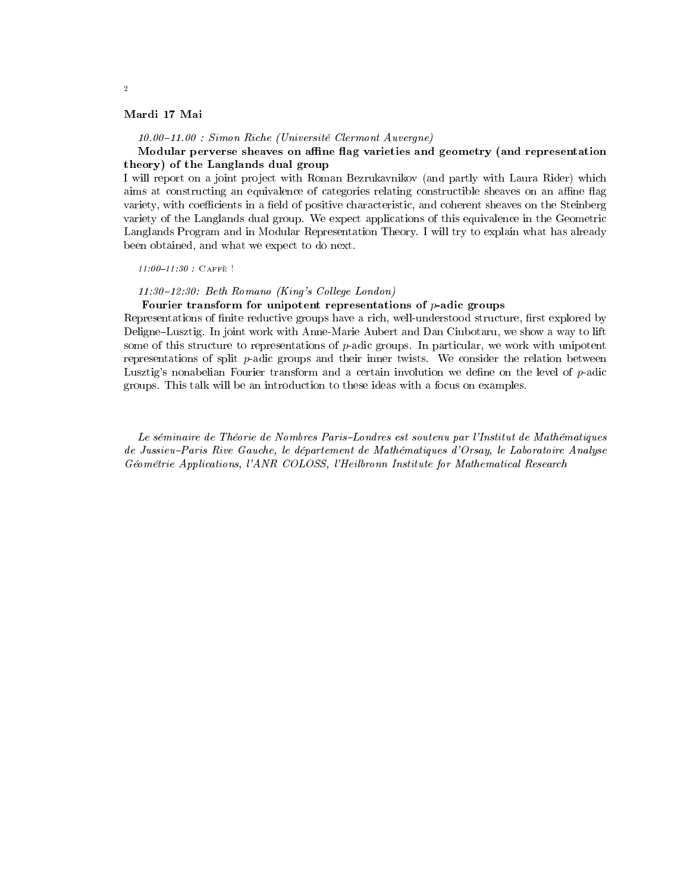## Mardi 17 Mai

*10.00–11.00 : Simon Riche (Université Clermont Auvergne)*

**Modular perverse sheaves on affine flag varieties and geometry (and representation theory) of the Langlands dual group**

I will report on a joint project with Roman Bezrukavnikov (and partly with Laura Rider) which aims at constructing an equivalence of categories relating constructible sheaves on an affine flag variety, with coefficients in a field of positive characteristic, and coherent sheaves on the Steinberg variety of the Langlands dual group. We expect applications of this equivalence in the Geometric Langlands Program and in Modular Representation Theory. I will try to explain what has already been obtained, and what we expect to do next.

*11:00–11:30 :* Caffè !

*11:30–12:30: Beth Romano (King's College London)*

**Fourier transform for unipotent representations of $p$-adic groups**

Representations of finite reductive groups have a rich, well-understood structure, first explored by Deligne–Lusztig. In joint work with Anne-Marie Aubert and Dan Ciubotaru, we show a way to lift some of this structure to representations of $p$-adic groups. In particular, we work with unipotent representations of split $p$-adic groups and their inner twists. We consider the relation between Lusztig's nonabelian Fourier transform and a certain involution we define on the level of $p$-adic groups. This talk will be an introduction to these ideas with a focus on examples.

*Le séminaire de Théorie de Nombres Paris–Londres est soutenu par l'Institut de Mathématiques de Jussieu–Paris Rive Gauche, le département de Mathématiques d'Orsay, le Laboratoire Analyse Géométrie Applications, l'ANR COLOSS, l'Heilbronn Institute for Mathematical Research*